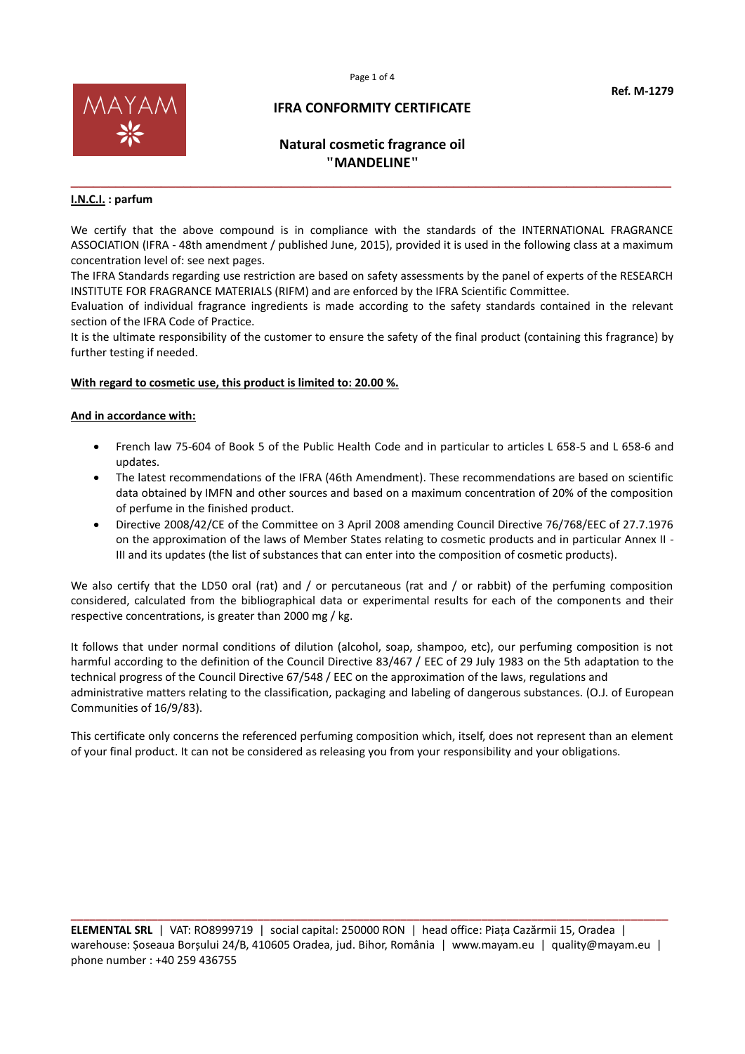Ref. M-1279

# IFRA CONFORMITY CERTIFICATE

## Natural cosmetic fragrance oil "MANDELINE"

**I.N.C.I. : parfum**

We certify that the above compound is in compliance with the standards of the INTERNATIONAL FRAGRANCE ASSOCIATION (IFRA - 48th amendment / published June, 2015), provided it is used in the following class at a maximum concentration level of: see next pages.
The IFRA Standards regarding use restriction are based on safety assessments by the panel of experts of the RESEARCH INSTITUTE FOR FRAGRANCE MATERIALS (RIFM) and are enforced by the IFRA Scientific Committee.
Evaluation of individual fragrance ingredients is made according to the safety standards contained in the relevant section of the IFRA Code of Practice.
It is the ultimate responsibility of the customer to ensure the safety of the final product (containing this fragrance) by further testing if needed.

**With regard to cosmetic use, this product is limited to: 20.00 %.**

**And in accordance with:**

- French law 75-604 of Book 5 of the Public Health Code and in particular to articles L 658-5 and L 658-6 and updates.
- The latest recommendations of the IFRA (46th Amendment). These recommendations are based on scientific data obtained by IMFN and other sources and based on a maximum concentration of 20% of the composition of perfume in the finished product.
- Directive 2008/42/CE of the Committee on 3 April 2008 amending Council Directive 76/768/EEC of 27.7.1976 on the approximation of the laws of Member States relating to cosmetic products and in particular Annex II - III and its updates (the list of substances that can enter into the composition of cosmetic products).

We also certify that the LD50 oral (rat) and / or percutaneous (rat and / or rabbit) of the perfuming composition considered, calculated from the bibliographical data or experimental results for each of the components and their respective concentrations, is greater than 2000 mg / kg.

It follows that under normal conditions of dilution (alcohol, soap, shampoo, etc), our perfuming composition is not harmful according to the definition of the Council Directive 83/467 / EEC of 29 July 1983 on the 5th adaptation to the technical progress of the Council Directive 67/548 / EEC on the approximation of the laws, regulations and administrative matters relating to the classification, packaging and labeling of dangerous substances. (O.J. of European Communities of 16/9/83).

This certificate only concerns the referenced perfuming composition which, itself, does not represent than an element of your final product. It can not be considered as releasing you from your responsibility and your obligations.

**ELEMENTAL SRL** | VAT: RO8999719 | social capital: 250000 RON | head office: Piața Cazărmii 15, Oradea | warehouse: Șoseaua Borșului 24/B, 410605 Oradea, jud. Bihor, România | www.mayam.eu | quality@mayam.eu | phone number : +40 259 436755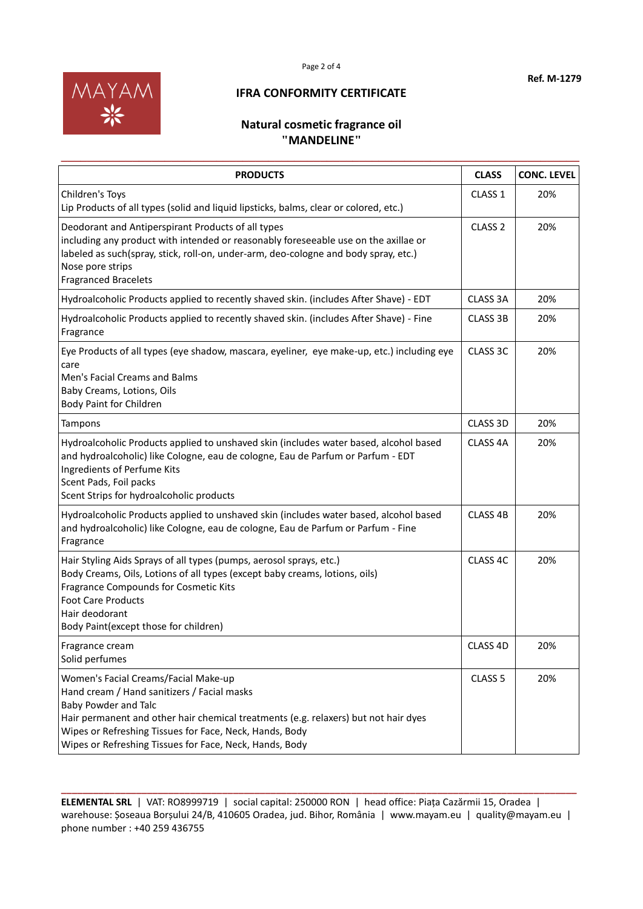Ref. M-1279

## IFRA CONFORMITY CERTIFICATE

### Natural cosmetic fragrance oil "MANDELINE"

| PRODUCTS | CLASS | CONC. LEVEL |
|---|---|---|
| Children's Toys<br>Lip Products of all types (solid and liquid lipsticks, balms, clear or colored, etc.) | CLASS 1 | 20% |
| Deodorant and Antiperspirant Products of all types including any product with intended or reasonably foreseeable use on the axillae or labeled as such(spray, stick, roll-on, under-arm, deo-cologne and body spray, etc.)<br>Nose pore strips<br>Fragranced Bracelets | CLASS 2 | 20% |
| Hydroalcoholic Products applied to recently shaved skin. (includes After Shave) - EDT | CLASS 3A | 20% |
| Hydroalcoholic Products applied to recently shaved skin. (includes After Shave) - Fine Fragrance | CLASS 3B | 20% |
| Eye Products of all types (eye shadow, mascara, eyeliner, eye make-up, etc.) including eye care<br>Men's Facial Creams and Balms<br>Baby Creams, Lotions, Oils<br>Body Paint for Children | CLASS 3C | 20% |
| Tampons | CLASS 3D | 20% |
| Hydroalcoholic Products applied to unshaved skin (includes water based, alcohol based and hydroalcoholic) like Cologne, eau de cologne, Eau de Parfum or Parfum - EDT<br>Ingredients of Perfume Kits<br>Scent Pads, Foil packs<br>Scent Strips for hydroalcoholic products | CLASS 4A | 20% |
| Hydroalcoholic Products applied to unshaved skin (includes water based, alcohol based and hydroalcoholic) like Cologne, eau de cologne, Eau de Parfum or Parfum - Fine Fragrance | CLASS 4B | 20% |
| Hair Styling Aids Sprays of all types (pumps, aerosol sprays, etc.)<br>Body Creams, Oils, Lotions of all types (except baby creams, lotions, oils)<br>Fragrance Compounds for Cosmetic Kits<br>Foot Care Products<br>Hair deodorant<br>Body Paint(except those for children) | CLASS 4C | 20% |
| Fragrance cream<br>Solid perfumes | CLASS 4D | 20% |
| Women's Facial Creams/Facial Make-up<br>Hand cream / Hand sanitizers / Facial masks<br>Baby Powder and Talc<br>Hair permanent and other hair chemical treatments (e.g. relaxers) but not hair dyes<br>Wipes or Refreshing Tissues for Face, Neck, Hands, Body<br>Wipes or Refreshing Tissues for Face, Neck, Hands, Body | CLASS 5 | 20% |

**ELEMENTAL SRL** | VAT: RO8999719 | social capital: 250000 RON | head office: Piața Cazărmii 15, Oradea | warehouse: Șoseaua Borșului 24/B, 410605 Oradea, jud. Bihor, România | www.mayam.eu | quality@mayam.eu | phone number : +40 259 436755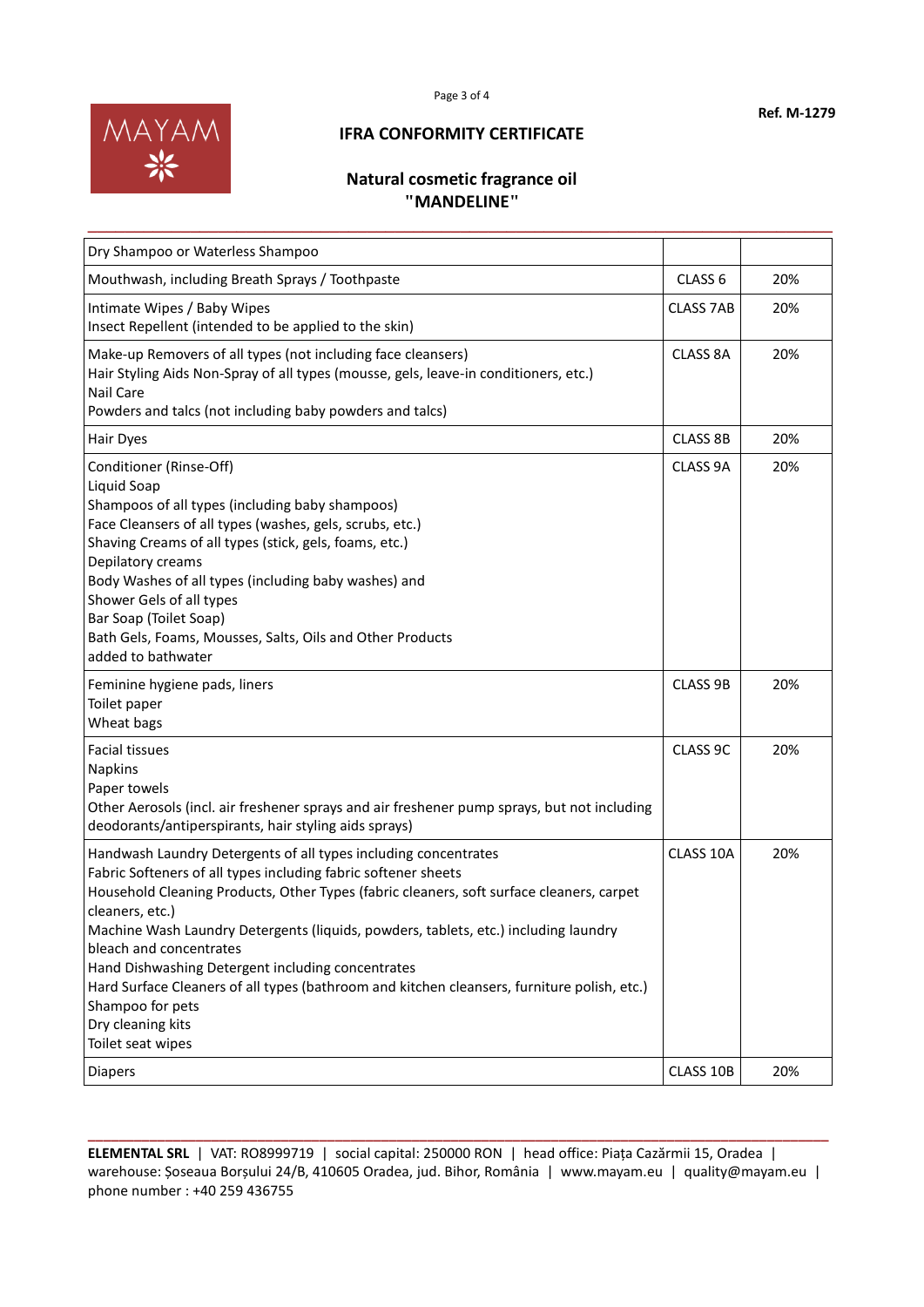**Ref. M-1279**

MAYAM

## IFRA CONFORMITY CERTIFICATE

## Natural cosmetic fragrance oil "MANDELINE"

| | | |
|---|---|---|
| Dry Shampoo or Waterless Shampoo | | |
| Mouthwash, including Breath Sprays / Toothpaste | CLASS 6 | 20% |
| Intimate Wipes / Baby Wipes<br>Insect Repellent (intended to be applied to the skin) | CLASS 7AB | 20% |
| Make-up Removers of all types (not including face cleansers)<br>Hair Styling Aids Non-Spray of all types (mousse, gels, leave-in conditioners, etc.)<br>Nail Care<br>Powders and talcs (not including baby powders and talcs) | CLASS 8A | 20% |
| Hair Dyes | CLASS 8B | 20% |
| Conditioner (Rinse-Off)<br>Liquid Soap<br>Shampoos of all types (including baby shampoos)<br>Face Cleansers of all types (washes, gels, scrubs, etc.)<br>Shaving Creams of all types (stick, gels, foams, etc.)<br>Depilatory creams<br>Body Washes of all types (including baby washes) and<br>Shower Gels of all types<br>Bar Soap (Toilet Soap)<br>Bath Gels, Foams, Mousses, Salts, Oils and Other Products<br>added to bathwater | CLASS 9A | 20% |
| Feminine hygiene pads, liners<br>Toilet paper<br>Wheat bags | CLASS 9B | 20% |
| Facial tissues<br>Napkins<br>Paper towels<br>Other Aerosols (incl. air freshener sprays and air freshener pump sprays, but not including deodorants/antiperspirants, hair styling aids sprays) | CLASS 9C | 20% |
| Handwash Laundry Detergents of all types including concentrates<br>Fabric Softeners of all types including fabric softener sheets<br>Household Cleaning Products, Other Types (fabric cleaners, soft surface cleaners, carpet cleaners, etc.)<br>Machine Wash Laundry Detergents (liquids, powders, tablets, etc.) including laundry bleach and concentrates<br>Hand Dishwashing Detergent including concentrates<br>Hard Surface Cleaners of all types (bathroom and kitchen cleansers, furniture polish, etc.)<br>Shampoo for pets<br>Dry cleaning kits<br>Toilet seat wipes | CLASS 10A | 20% |
| Diapers | CLASS 10B | 20% |

**ELEMENTAL SRL** | VAT: RO8999719 | social capital: 250000 RON | head office: Piața Cazărmii 15, Oradea | warehouse: Șoseaua Borșului 24/B, 410605 Oradea, jud. Bihor, România | www.mayam.eu | quality@mayam.eu | phone number : +40 259 436755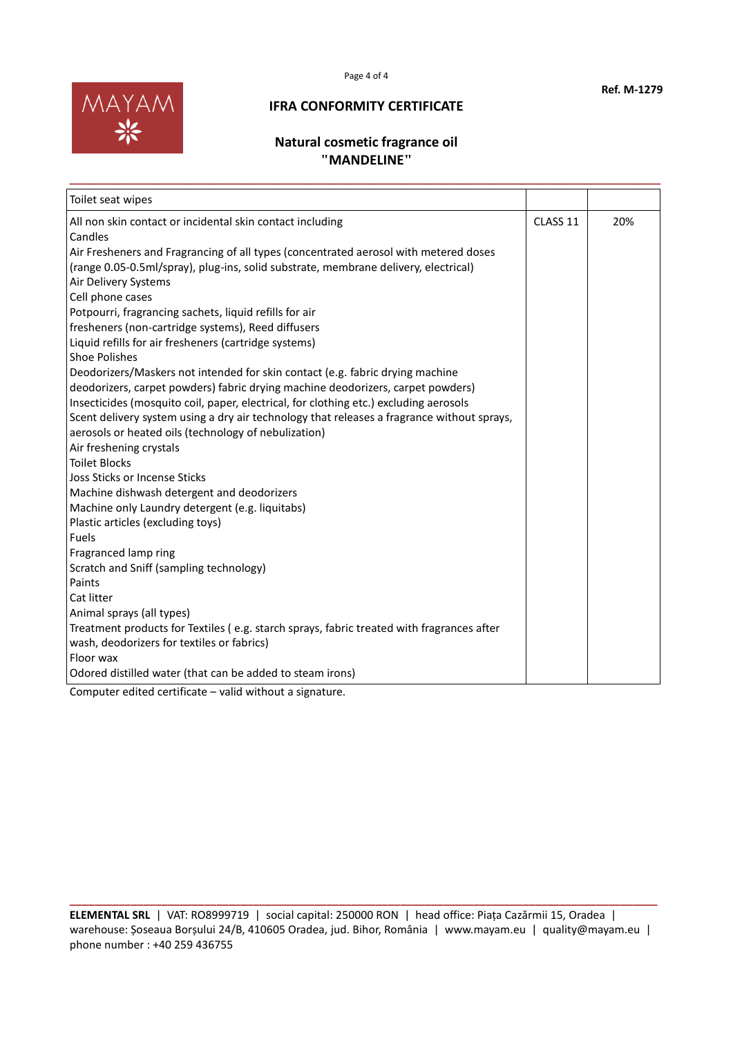## IFRA CONFORMITY CERTIFICATE

**Ref. M-1279**

## Natural cosmetic fragrance oil "MANDELINE"

| | | |
|---|---|---|
| Toilet seat wipes | | |
| All non skin contact or incidental skin contact including<br>Candles<br>Air Fresheners and Fragrancing of all types (concentrated aerosol with metered doses (range 0.05-0.5ml/spray), plug-ins, solid substrate, membrane delivery, electrical)<br>Air Delivery Systems<br>Cell phone cases<br>Potpourri, fragrancing sachets, liquid refills for air fresheners (non-cartridge systems), Reed diffusers<br>Liquid refills for air fresheners (cartridge systems)<br>Shoe Polishes<br>Deodorizers/Maskers not intended for skin contact (e.g. fabric drying machine deodorizers, carpet powders) fabric drying machine deodorizers, carpet powders)<br>Insecticides (mosquito coil, paper, electrical, for clothing etc.) excluding aerosols<br>Scent delivery system using a dry air technology that releases a fragrance without sprays, aerosols or heated oils (technology of nebulization)<br>Air freshening crystals<br>Toilet Blocks<br>Joss Sticks or Incense Sticks<br>Machine dishwash detergent and deodorizers<br>Machine only Laundry detergent (e.g. liquitabs)<br>Plastic articles (excluding toys)<br>Fuels<br>Fragranced lamp ring<br>Scratch and Sniff (sampling technology)<br>Paints<br>Cat litter<br>Animal sprays (all types)<br>Treatment products for Textiles ( e.g. starch sprays, fabric treated with fragrances after wash, deodorizers for textiles or fabrics)<br>Floor wax<br>Odored distilled water (that can be added to steam irons) | CLASS 11 | 20% |

Computer edited certificate – valid without a signature.

**ELEMENTAL SRL** | VAT: RO8999719 | social capital: 250000 RON | head office: Piața Cazărmii 15, Oradea | warehouse: Șoseaua Borșului 24/B, 410605 Oradea, jud. Bihor, România | www.mayam.eu | quality@mayam.eu | phone number : +40 259 436755